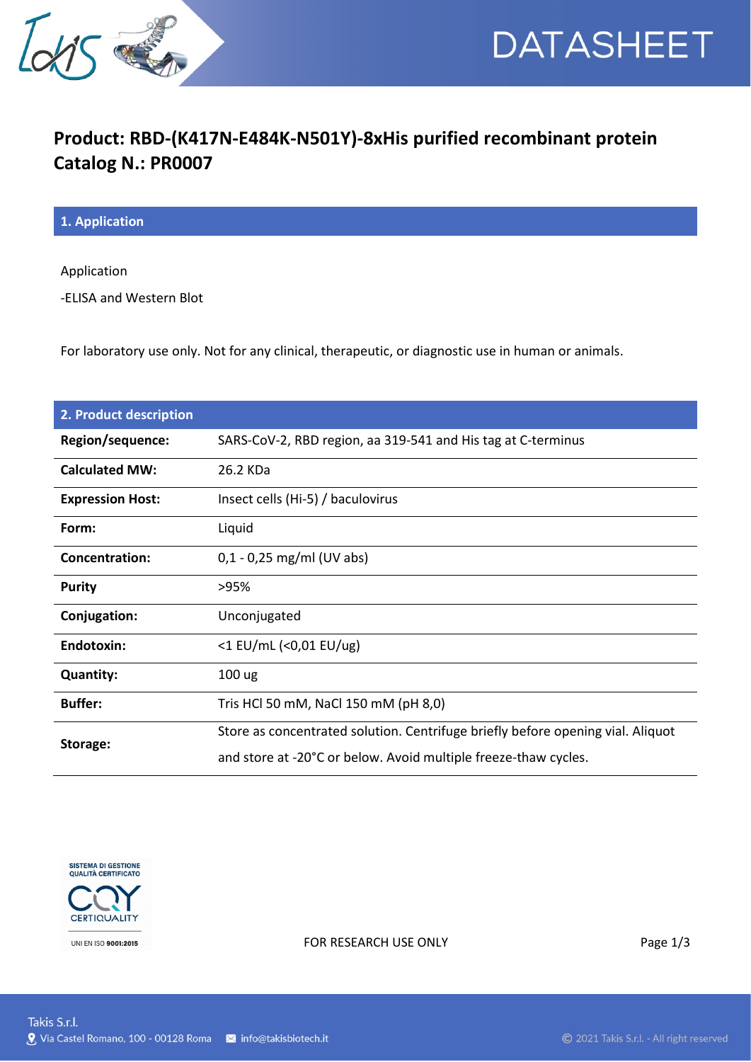# Product: RBD-(K417N-E484K-N501Y)-8xHis purified recombinant protein

# Catalog N.: PR0007

## 1. Application

Application

-ELISA and Western Blot

For laboratory use only. Not for any clinical, therapeutic, or diagnostic use in human or animals.

## 2. Product description

| | |
|---|---|
| **Region/sequence:** | SARS-CoV-2, RBD region, aa 319-541 and His tag at C-terminus |
| **Calculated MW:** | 26.2 KDa |
| **Expression Host:** | Insect cells (Hi-5) / baculovirus |
| **Form:** | Liquid |
| **Concentration:** | 0,1 - 0,25 mg/ml (UV abs) |
| **Purity** | >95% |
| **Conjugation:** | Unconjugated |
| **Endotoxin:** | <1 EU/mL (<0,01 EU/ug) |
| **Quantity:** | 100 ug |
| **Buffer:** | Tris HCl 50 mM, NaCl 150 mM (pH 8,0) |
| **Storage:** | Store as concentrated solution. Centrifuge briefly before opening vial. Aliquot and store at -20°C or below. Avoid multiple freeze-thaw cycles. |

FOR RESEARCH USE ONLY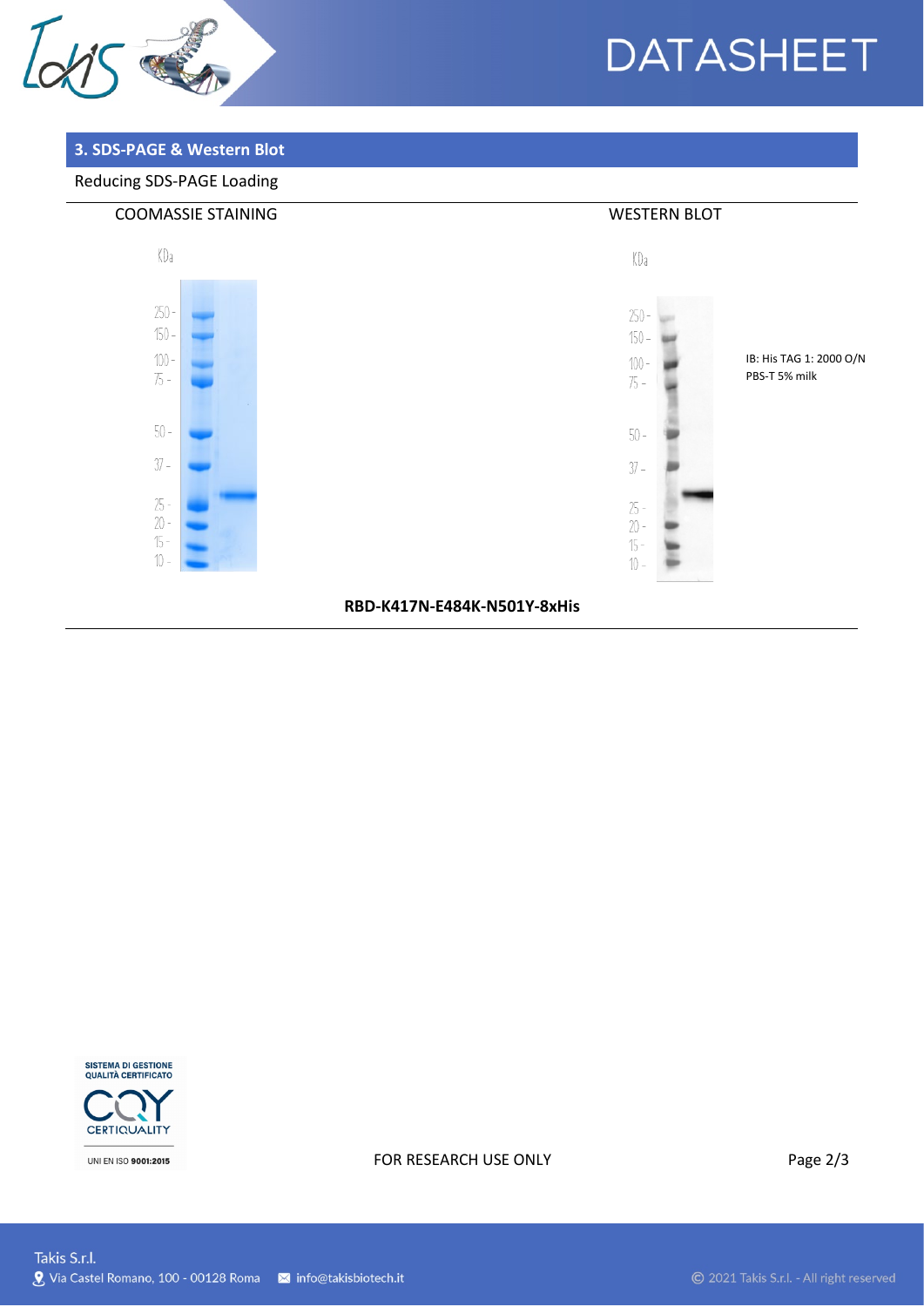## 3. SDS-PAGE & Western Blot

Reducing SDS-PAGE Loading

COOMASSIE STAINING

KDa

250 -
150 -
100 -
75 -
50 -
37 -
25 -
20 -
15 -
10 -

WESTERN BLOT

KDa

250 -
150 -
100 -
75 -
50 -
37 -
25 -
20 -
15 -
10 -

IB: His TAG 1: 2000 O/N
PBS-T 5% milk

**RBD-K417N-E484K-N501Y-8xHis**

SISTEMA DI GESTIONE QUALITÀ CERTIFICATO
CERTIQUALITY
UNI EN ISO 9001:2015

FOR RESEARCH USE ONLY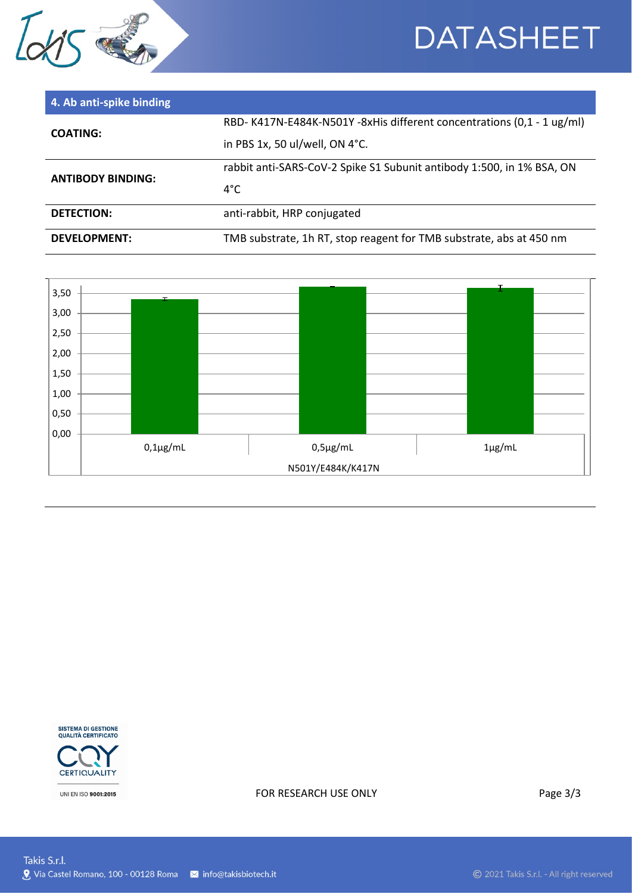## 4. Ab anti-spike binding

| | |
|---|---|
| **COATING:** | RBD- K417N-E484K-N501Y -8xHis different concentrations (0,1 - 1 ug/ml) in PBS 1x, 50 ul/well, ON 4°C. |
| **ANTIBODY BINDING:** | rabbit anti-SARS-CoV-2 Spike S1 Subunit antibody 1:500, in 1% BSA, ON 4°C |
| **DETECTION:** | anti-rabbit, HRP conjugated |
| **DEVELOPMENT:** | TMB substrate, 1h RT, stop reagent for TMB substrate, abs at 450 nm |

3,50
3,00
2,50
2,00
1,50
1,00
0,50
0,00

0,1µg/mL
0,5µg/mL
1µg/mL

N501Y/E484K/K417N

SISTEMA DI GESTIONE QUALITÀ CERTIFICATO
CERTIQUALITY
UNI EN ISO 9001:2015

FOR RESEARCH USE ONLY